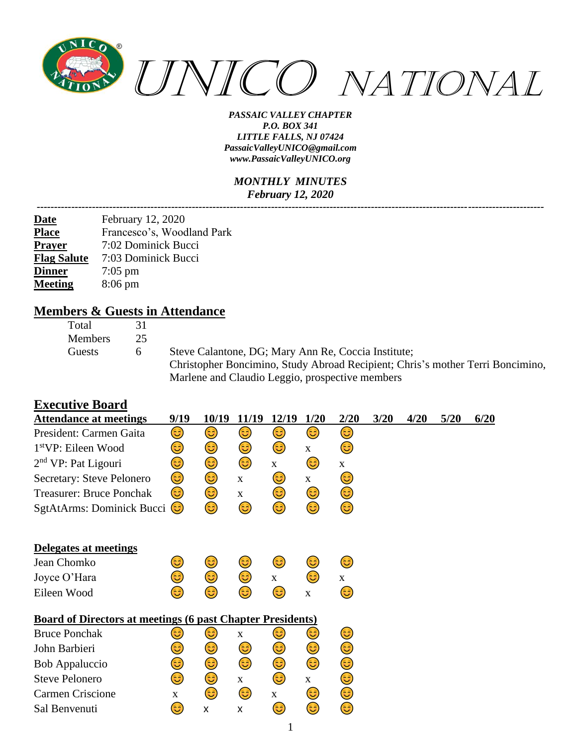# UNICO NATIONAL

***PASSAIC VALLEY CHAPTER***
***P.O. BOX 341***
***LITTLE FALLS, NJ 07424***
***PassaicValleyUNICO@gmail.com***
***www.PassaicValleyUNICO.org***

***MONTHLY MINUTES***
***February 12, 2020***

---

| | |
|---|---|
| **Date** | February 12, 2020 |
| **Place** | Francesco's, Woodland Park |
| **Prayer** | 7:02 Dominick Bucci |
| **Flag Salute** | 7:03 Dominick Bucci |
| **Dinner** | 7:05 pm |
| **Meeting** | 8:06 pm |

## Members & Guests in Attendance

| | | |
|---|---|---|
| Total | 31 | |
| Members | 25 | |
| Guests | 6 | Steve Calantone, DG; Mary Ann Re, Coccia Institute; Christopher Boncimino, Study Abroad Recipient; Chris's mother Terri Boncimino, Marlene and Claudio Leggio, prospective members |

## Executive Board

| Attendance at meetings | 9/19 | 10/19 | 11/19 | 12/19 | 1/20 | 2/20 | 3/20 | 4/20 | 5/20 | 6/20 |
|---|---|---|---|---|---|---|---|---|---|---|
| President: Carmen Gaita | 😊 | 😊 | 😊 | 😊 | 😊 | 😊 | | | | |
| 1st VP: Eileen Wood | 😊 | 😊 | 😊 | 😊 | x | 😊 | | | | |
| 2nd VP: Pat Ligouri | 😊 | 😊 | 😊 | x | 😊 | x | | | | |
| Secretary: Steve Pelonero | 😊 | 😊 | x | 😊 | x | 😊 | | | | |
| Treasurer: Bruce Ponchak | 😊 | 😊 | x | 😊 | 😊 | 😊 | | | | |
| SgtAtArms: Dominick Bucci | 😊 | 😊 | 😊 | 😊 | 😊 | 😊 | | | | |

| Delegates at meetings | 9/19 | 10/19 | 11/19 | 12/19 | 1/20 | 2/20 | 3/20 | 4/20 | 5/20 | 6/20 |
|---|---|---|---|---|---|---|---|---|---|---|
| Jean Chomko | 😊 | 😊 | 😊 | 😊 | 😊 | 😊 | | | | |
| Joyce O'Hara | 😊 | 😊 | 😊 | x | 😊 | x | | | | |
| Eileen Wood | 😊 | 😊 | 😊 | 😊 | x | 😊 | | | | |

| Board of Directors at meetings (6 past Chapter Presidents) | 9/19 | 10/19 | 11/19 | 12/19 | 1/20 | 2/20 | 3/20 | 4/20 | 5/20 | 6/20 |
|---|---|---|---|---|---|---|---|---|---|---|
| Bruce Ponchak | 😊 | 😊 | x | 😊 | 😊 | 😊 | | | | |
| John Barbieri | 😊 | 😊 | 😊 | 😊 | 😊 | 😊 | | | | |
| Bob Appaluccio | 😊 | 😊 | 😊 | 😊 | 😊 | 😊 | | | | |
| Steve Pelonero | 😊 | 😊 | x | 😊 | x | 😊 | | | | |
| Carmen Criscione | x | 😊 | 😊 | x | 😊 | 😊 | | | | |
| Sal Benvenuti | 😊 | x | x | 😊 | 😊 | 😊 | | | | |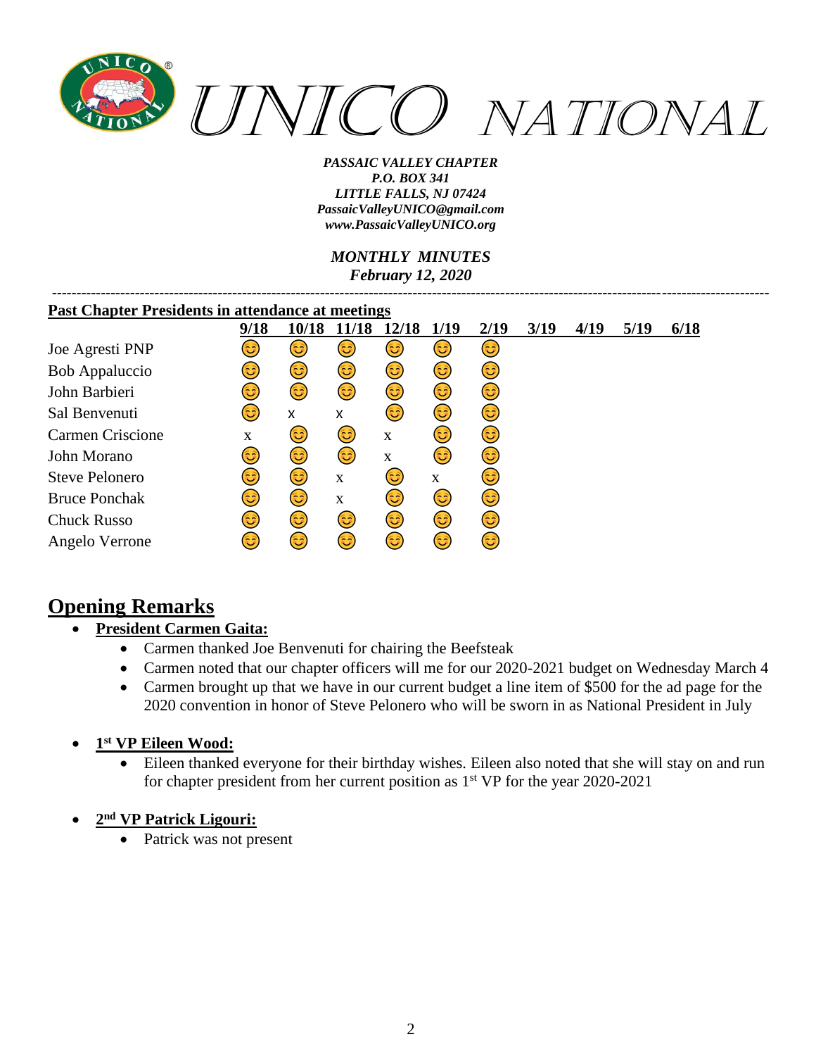# UNICO NATIONAL

*PASSAIC VALLEY CHAPTER*
*P.O. BOX 341*
*LITTLE FALLS, NJ 07424*
*PassaicValleyUNICO@gmail.com*
*www.PassaicValleyUNICO.org*

*MONTHLY MINUTES*
*February 12, 2020*

---

**Past Chapter Presidents in attendance at meetings**

| | 9/18 | 10/18 | 11/18 | 12/18 | 1/19 | 2/19 | 3/19 | 4/19 | 5/19 | 6/18 |
|---|---|---|---|---|---|---|---|---|---|---|
| Joe Agresti PNP | 😊 | 😊 | 😊 | 😊 | 😊 | 😊 | | | | |
| Bob Appaluccio | 😊 | 😊 | 😊 | 😊 | 😊 | 😊 | | | | |
| John Barbieri | 😊 | 😊 | 😊 | 😊 | 😊 | 😊 | | | | |
| Sal Benvenuti | 😊 | x | x | 😊 | 😊 | 😊 | | | | |
| Carmen Criscione | x | 😊 | 😊 | x | 😊 | 😊 | | | | |
| John Morano | 😊 | 😊 | 😊 | x | 😊 | 😊 | | | | |
| Steve Pelonero | 😊 | 😊 | x | 😊 | x | 😊 | | | | |
| Bruce Ponchak | 😊 | 😊 | x | 😊 | 😊 | 😊 | | | | |
| Chuck Russo | 😊 | 😊 | 😊 | 😊 | 😊 | 😊 | | | | |
| Angelo Verrone | 😊 | 😊 | 😊 | 😊 | 😊 | 😊 | | | | |

## Opening Remarks

- **President Carmen Gaita:**
  - Carmen thanked Joe Benvenuti for chairing the Beefsteak
  - Carmen noted that our chapter officers will me for our 2020-2021 budget on Wednesday March 4
  - Carmen brought up that we have in our current budget a line item of $500 for the ad page for the 2020 convention in honor of Steve Pelonero who will be sworn in as National President in July

- **1st VP Eileen Wood:**
  - Eileen thanked everyone for their birthday wishes. Eileen also noted that she will stay on and run for chapter president from her current position as 1st VP for the year 2020-2021

- **2nd VP Patrick Ligouri:**
  - Patrick was not present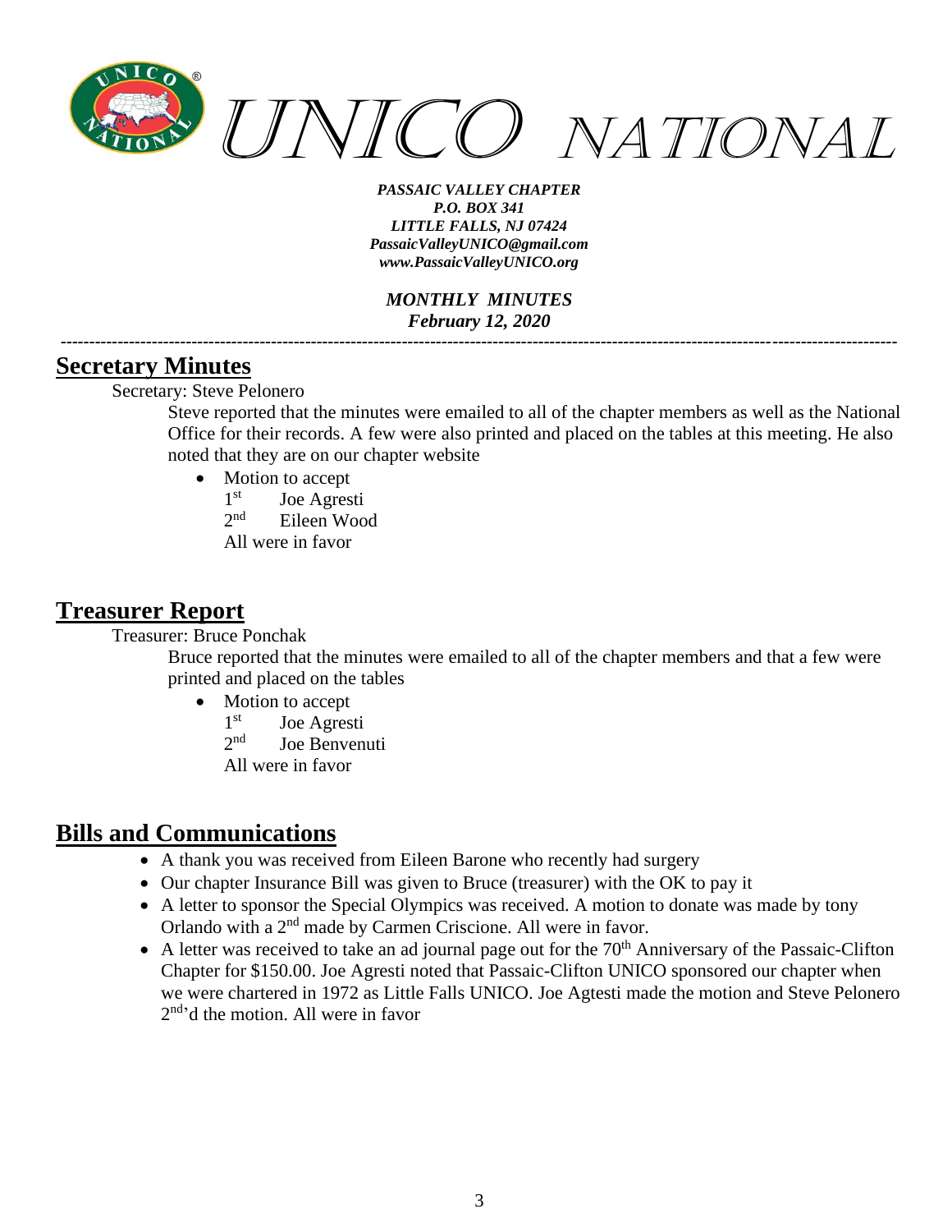# UNICO NATIONAL

***PASSAIC VALLEY CHAPTER***
***P.O. BOX 341***
***LITTLE FALLS, NJ 07424***
***PassaicValleyUNICO@gmail.com***
***www.PassaicValleyUNICO.org***

***MONTHLY MINUTES***
***February 12, 2020***

---

## Secretary Minutes

Secretary: Steve Pelonero

Steve reported that the minutes were emailed to all of the chapter members as well as the National Office for their records. A few were also printed and placed on the tables at this meeting. He also noted that they are on our chapter website

- Motion to accept
  1st Joe Agresti
  2nd Eileen Wood
  All were in favor

## Treasurer Report

Treasurer: Bruce Ponchak

Bruce reported that the minutes were emailed to all of the chapter members and that a few were printed and placed on the tables

- Motion to accept
  1st Joe Agresti
  2nd Joe Benvenuti
  All were in favor

## Bills and Communications

- A thank you was received from Eileen Barone who recently had surgery
- Our chapter Insurance Bill was given to Bruce (treasurer) with the OK to pay it
- A letter to sponsor the Special Olympics was received. A motion to donate was made by tony Orlando with a 2nd made by Carmen Criscione. All were in favor.
- A letter was received to take an ad journal page out for the 70th Anniversary of the Passaic-Clifton Chapter for $150.00. Joe Agresti noted that Passaic-Clifton UNICO sponsored our chapter when we were chartered in 1972 as Little Falls UNICO. Joe Agtesti made the motion and Steve Pelonero 2nd'd the motion. All were in favor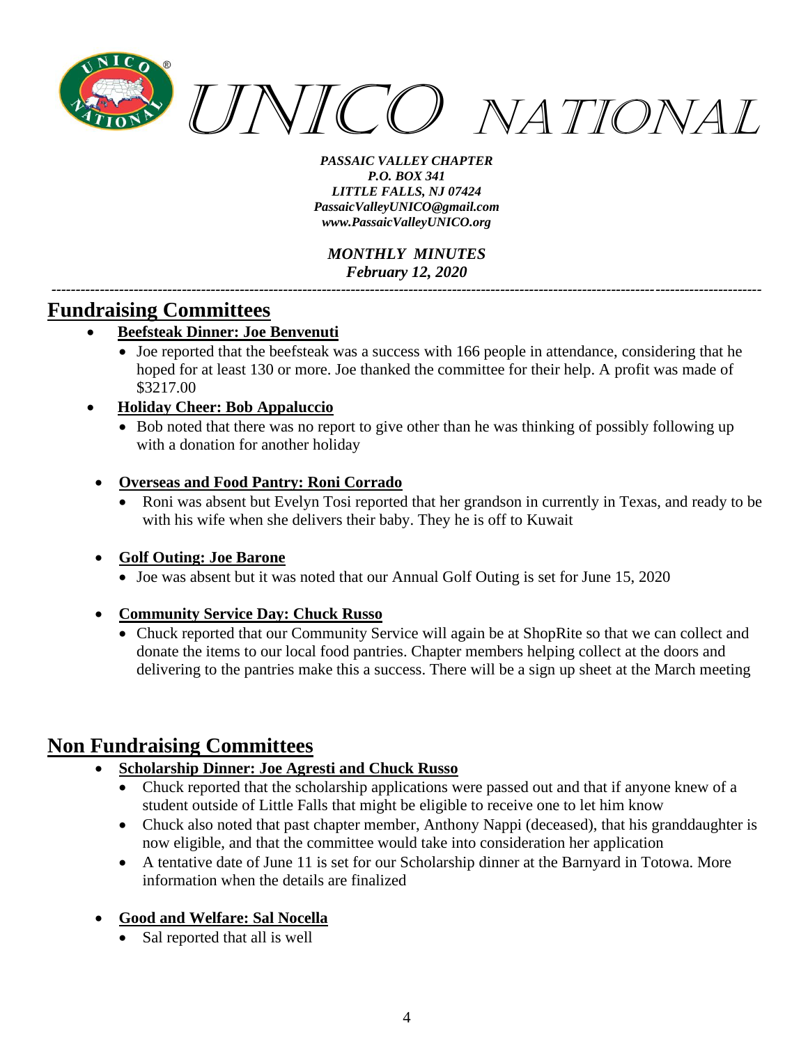## Fundraising Committees

- **Beefsteak Dinner: Joe Benvenuti**
  - Joe reported that the beefsteak was a success with 166 people in attendance, considering that he hoped for at least 130 or more. Joe thanked the committee for their help. A profit was made of $3217.00
- **Holiday Cheer: Bob Appaluccio**
  - Bob noted that there was no report to give other than he was thinking of possibly following up with a donation for another holiday
- **Overseas and Food Pantry: Roni Corrado**
  - Roni was absent but Evelyn Tosi reported that her grandson in currently in Texas, and ready to be with his wife when she delivers their baby. They he is off to Kuwait
- **Golf Outing: Joe Barone**
  - Joe was absent but it was noted that our Annual Golf Outing is set for June 15, 2020
- **Community Service Day: Chuck Russo**
  - Chuck reported that our Community Service will again be at ShopRite so that we can collect and donate the items to our local food pantries. Chapter members helping collect at the doors and delivering to the pantries make this a success. There will be a sign up sheet at the March meeting

## Non Fundraising Committees

- **Scholarship Dinner: Joe Agresti and Chuck Russo**
  - Chuck reported that the scholarship applications were passed out and that if anyone knew of a student outside of Little Falls that might be eligible to receive one to let him know
  - Chuck also noted that past chapter member, Anthony Nappi (deceased), that his granddaughter is now eligible, and that the committee would take into consideration her application
  - A tentative date of June 11 is set for our Scholarship dinner at the Barnyard in Totowa. More information when the details are finalized
- **Good and Welfare: Sal Nocella**
  - Sal reported that all is well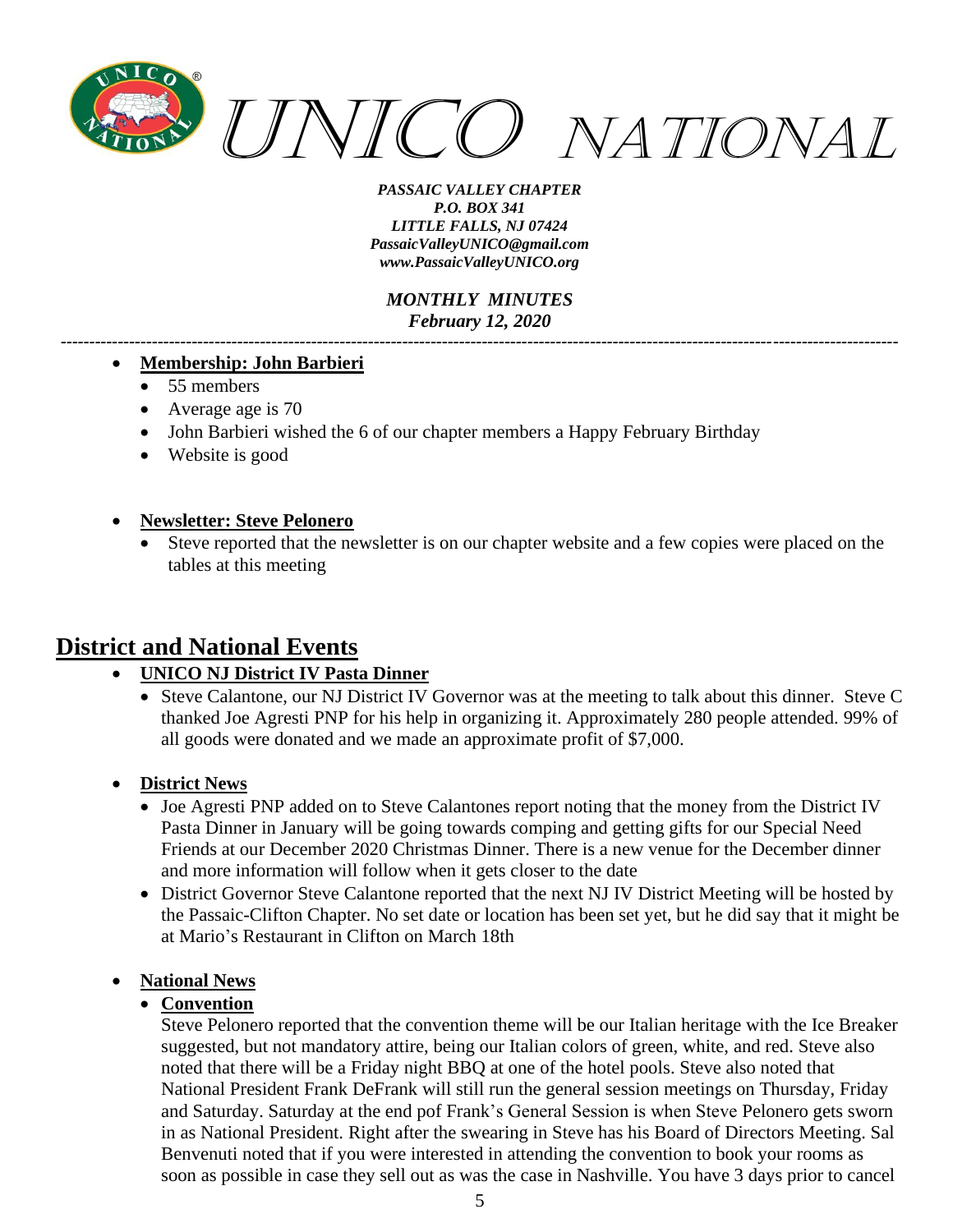- **Membership: John Barbieri**
  - 55 members
  - Average age is 70
  - John Barbieri wished the 6 of our chapter members a Happy February Birthday
  - Website is good

- **Newsletter: Steve Pelonero**
  - Steve reported that the newsletter is on our chapter website and a few copies were placed on the tables at this meeting

## District and National Events

- **UNICO NJ District IV Pasta Dinner**
  - Steve Calantone, our NJ District IV Governor was at the meeting to talk about this dinner. Steve C thanked Joe Agresti PNP for his help in organizing it. Approximately 280 people attended. 99% of all goods were donated and we made an approximate profit of $7,000.

- **District News**
  - Joe Agresti PNP added on to Steve Calantones report noting that the money from the District IV Pasta Dinner in January will be going towards comping and getting gifts for our Special Need Friends at our December 2020 Christmas Dinner. There is a new venue for the December dinner and more information will follow when it gets closer to the date
  - District Governor Steve Calantone reported that the next NJ IV District Meeting will be hosted by the Passaic-Clifton Chapter. No set date or location has been set yet, but he did say that it might be at Mario's Restaurant in Clifton on March 18th

- **National News**
  - **Convention**

    Steve Pelonero reported that the convention theme will be our Italian heritage with the Ice Breaker suggested, but not mandatory attire, being our Italian colors of green, white, and red. Steve also noted that there will be a Friday night BBQ at one of the hotel pools. Steve also noted that National President Frank DeFrank will still run the general session meetings on Thursday, Friday and Saturday. Saturday at the end pof Frank's General Session is when Steve Pelonero gets sworn in as National President. Right after the swearing in Steve has his Board of Directors Meeting. Sal Benvenuti noted that if you were interested in attending the convention to book your rooms as soon as possible in case they sell out as was the case in Nashville. You have 3 days prior to cancel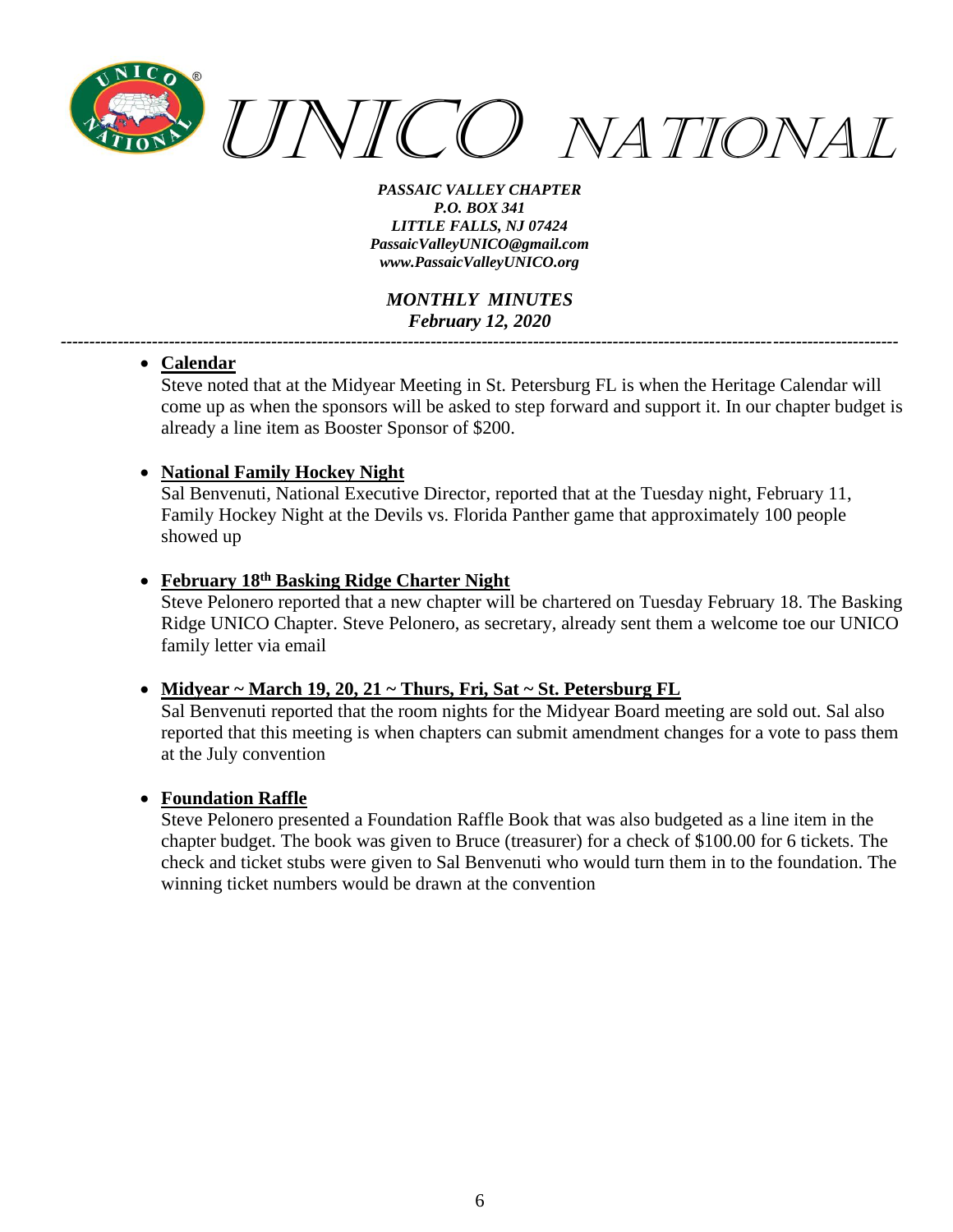- **Calendar**
  Steve noted that at the Midyear Meeting in St. Petersburg FL is when the Heritage Calendar will come up as when the sponsors will be asked to step forward and support it. In our chapter budget is already a line item as Booster Sponsor of $200.

- **National Family Hockey Night**
  Sal Benvenuti, National Executive Director, reported that at the Tuesday night, February 11, Family Hockey Night at the Devils vs. Florida Panther game that approximately 100 people showed up

- **February 18th Basking Ridge Charter Night**
  Steve Pelonero reported that a new chapter will be chartered on Tuesday February 18. The Basking Ridge UNICO Chapter. Steve Pelonero, as secretary, already sent them a welcome toe our UNICO family letter via email

- **Midyear ~ March 19, 20, 21 ~ Thurs, Fri, Sat ~ St. Petersburg FL**
  Sal Benvenuti reported that the room nights for the Midyear Board meeting are sold out. Sal also reported that this meeting is when chapters can submit amendment changes for a vote to pass them at the July convention

- **Foundation Raffle**
  Steve Pelonero presented a Foundation Raffle Book that was also budgeted as a line item in the chapter budget. The book was given to Bruce (treasurer) for a check of $100.00 for 6 tickets. The check and ticket stubs were given to Sal Benvenuti who would turn them in to the foundation. The winning ticket numbers would be drawn at the convention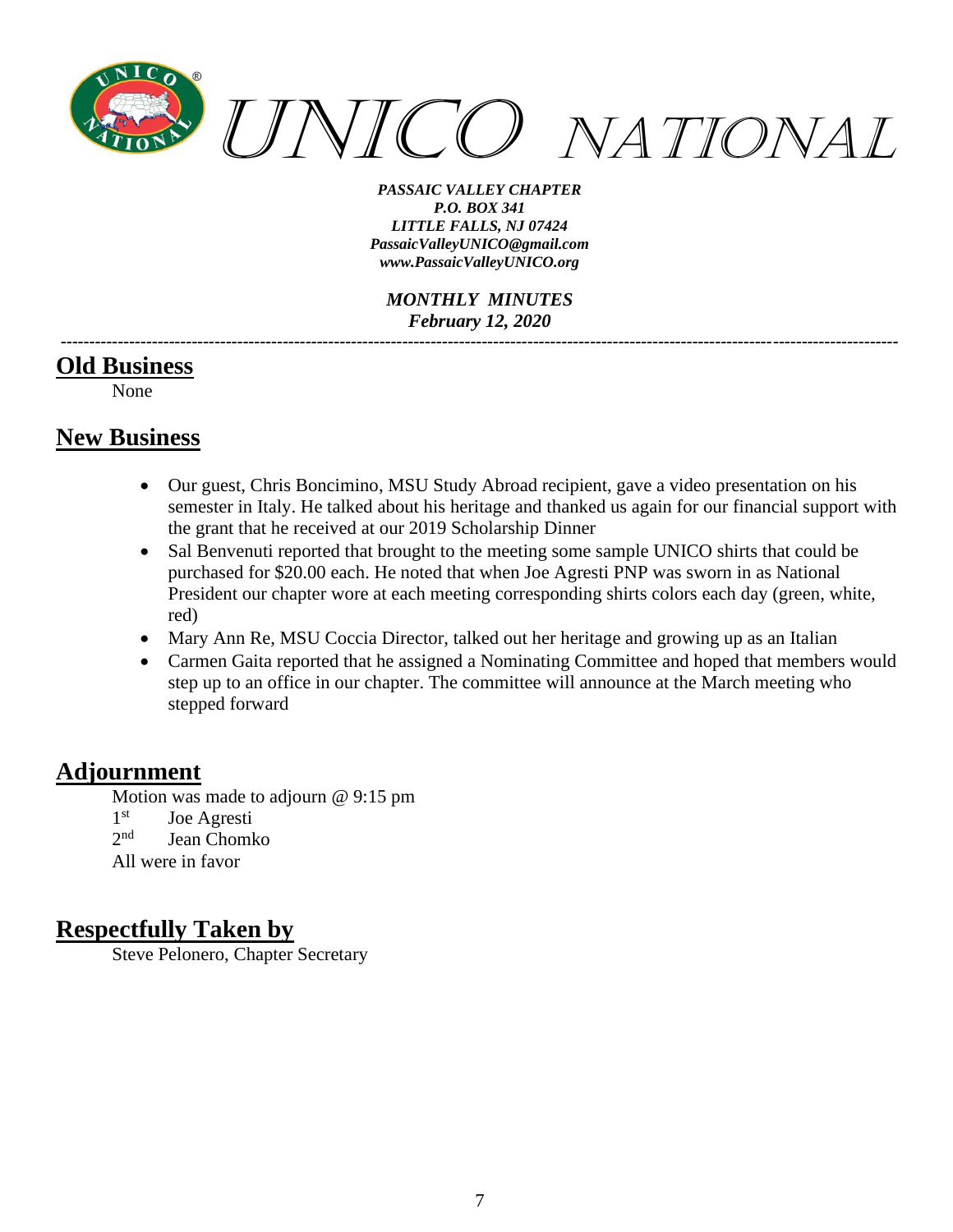# UNICO NATIONAL

***PASSAIC VALLEY CHAPTER***
***P.O. BOX 341***
***LITTLE FALLS, NJ 07424***
***PassaicValleyUNICO@gmail.com***
***www.PassaicValleyUNICO.org***

***MONTHLY MINUTES***
***February 12, 2020***

---

## Old Business

None

## New Business

- Our guest, Chris Boncimino, MSU Study Abroad recipient, gave a video presentation on his semester in Italy. He talked about his heritage and thanked us again for our financial support with the grant that he received at our 2019 Scholarship Dinner
- Sal Benvenuti reported that brought to the meeting some sample UNICO shirts that could be purchased for $20.00 each. He noted that when Joe Agresti PNP was sworn in as National President our chapter wore at each meeting corresponding shirts colors each day (green, white, red)
- Mary Ann Re, MSU Coccia Director, talked out her heritage and growing up as an Italian
- Carmen Gaita reported that he assigned a Nominating Committee and hoped that members would step up to an office in our chapter. The committee will announce at the March meeting who stepped forward

## Adjournment

Motion was made to adjourn @ 9:15 pm
1st Joe Agresti
2nd Jean Chomko
All were in favor

## Respectfully Taken by

Steve Pelonero, Chapter Secretary